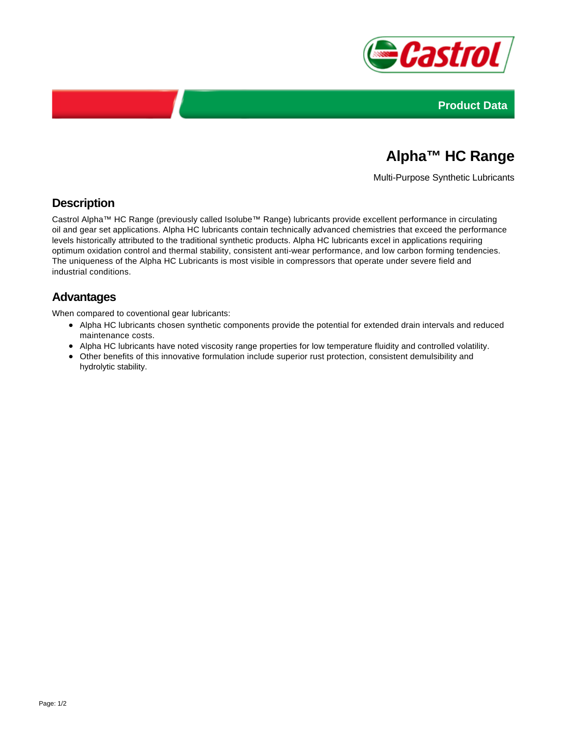Product Data

# Alpha™ HC Range

Multi-Purpose Synthetic Lubricants

## Description

Castrol Alpha™ HC Range (previously called Isolube™ Range) lubricants provide excellent performance in circulating oil and gear set applications. Alpha HC lubricants contain technically advanced chemistries that exceed the performance levels historically attributed to the traditional synthetic products. Alpha HC lubricants excel in applications requiring optimum oxidation control and thermal stability, consistent anti-wear performance, and low carbon forming tendencies. The uniqueness of the Alpha HC Lubricants is most visible in compressors that operate under severe field and industrial conditions.

## Advantages

When compared to coventional gear lubricants:

- Alpha HC lubricants chosen synthetic components provide the potential for extended drain intervals and reduced maintenance costs.
- Alpha HC lubricants have noted viscosity range properties for low temperature fluidity and controlled volatility.
- Other benefits of this innovative formulation include superior rust protection, consistent demulsibility and hydrolytic stability.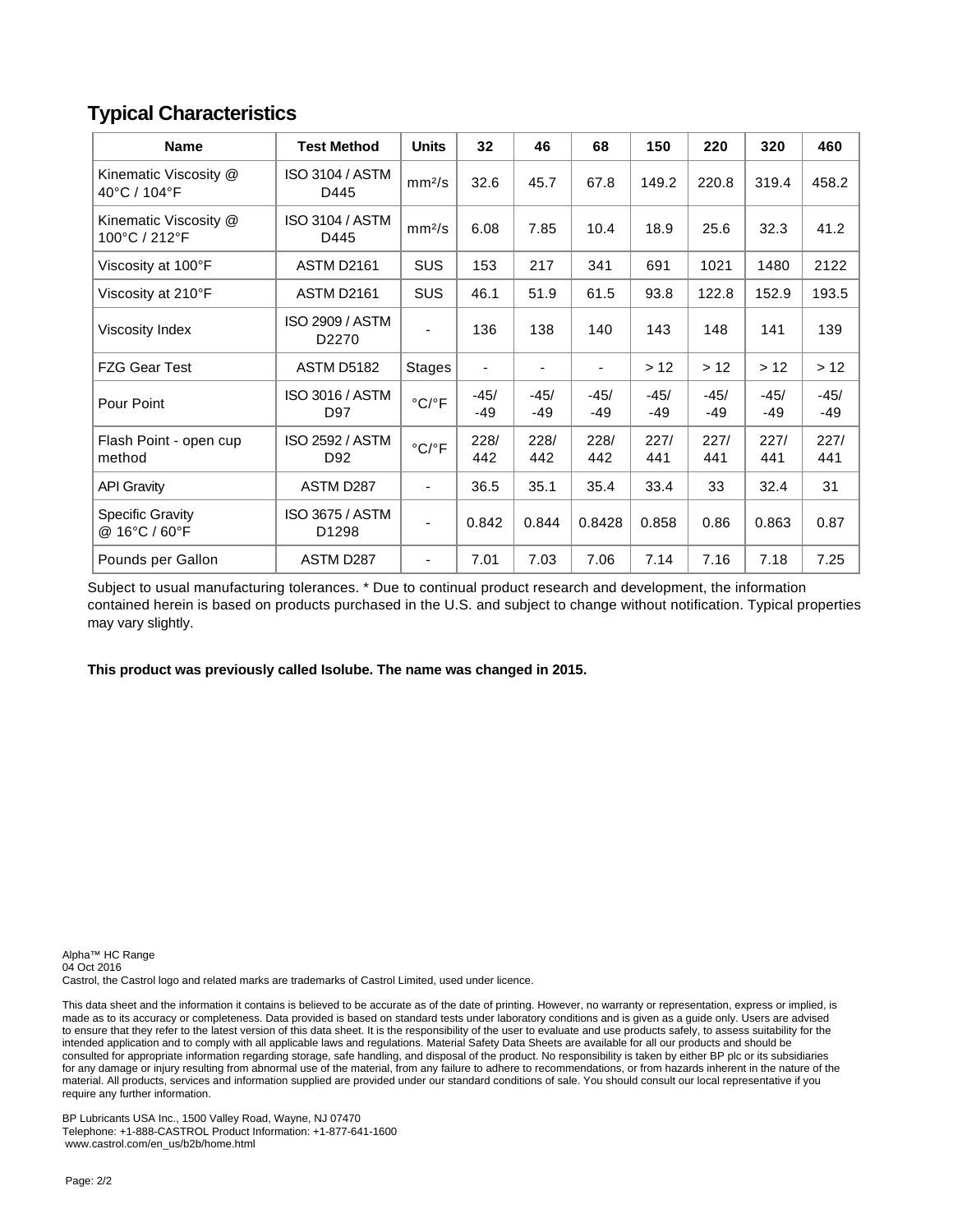## Typical Characteristics

| Name | Test Method | Units | 32 | 46 | 68 | 150 | 220 | 320 | 460 |
|---|---|---|---|---|---|---|---|---|---|
| Kinematic Viscosity @ 40°C / 104°F | ISO 3104 / ASTM D445 | $mm^2/s$ | 32.6 | 45.7 | 67.8 | 149.2 | 220.8 | 319.4 | 458.2 |
| Kinematic Viscosity @ 100°C / 212°F | ISO 3104 / ASTM D445 | $mm^2/s$ | 6.08 | 7.85 | 10.4 | 18.9 | 25.6 | 32.3 | 41.2 |
| Viscosity at 100°F | ASTM D2161 | SUS | 153 | 217 | 341 | 691 | 1021 | 1480 | 2122 |
| Viscosity at 210°F | ASTM D2161 | SUS | 46.1 | 51.9 | 61.5 | 93.8 | 122.8 | 152.9 | 193.5 |
| Viscosity Index | ISO 2909 / ASTM D2270 | - | 136 | 138 | 140 | 143 | 148 | 141 | 139 |
| FZG Gear Test | ASTM D5182 | Stages | - | - | - | > 12 | > 12 | > 12 | > 12 |
| Pour Point | ISO 3016 / ASTM D97 | °C/°F | -45/ -49 | -45/ -49 | -45/ -49 | -45/ -49 | -45/ -49 | -45/ -49 | -45/ -49 |
| Flash Point - open cup method | ISO 2592 / ASTM D92 | °C/°F | 228/ 442 | 228/ 442 | 228/ 442 | 227/ 441 | 227/ 441 | 227/ 441 | 227/ 441 |
| API Gravity | ASTM D287 | - | 36.5 | 35.1 | 35.4 | 33.4 | 33 | 32.4 | 31 |
| Specific Gravity @ 16°C / 60°F | ISO 3675 / ASTM D1298 | - | 0.842 | 0.844 | 0.8428 | 0.858 | 0.86 | 0.863 | 0.87 |
| Pounds per Gallon | ASTM D287 | - | 7.01 | 7.03 | 7.06 | 7.14 | 7.16 | 7.18 | 7.25 |

Subject to usual manufacturing tolerances. * Due to continual product research and development, the information contained herein is based on products purchased in the U.S. and subject to change without notification. Typical properties may vary slightly.

**This product was previously called Isolube. The name was changed in 2015.**

Alpha™ HC Range
04 Oct 2016
Castrol, the Castrol logo and related marks are trademarks of Castrol Limited, used under licence.

This data sheet and the information it contains is believed to be accurate as of the date of printing. However, no warranty or representation, express or implied, is made as to its accuracy or completeness. Data provided is based on standard tests under laboratory conditions and is given as a guide only. Users are advised to ensure that they refer to the latest version of this data sheet. It is the responsibility of the user to evaluate and use products safely, to assess suitability for the intended application and to comply with all applicable laws and regulations. Material Safety Data Sheets are available for all our products and should be consulted for appropriate information regarding storage, safe handling, and disposal of the product. No responsibility is taken by either BP plc or its subsidiaries for any damage or injury resulting from abnormal use of the material, from any failure to adhere to recommendations, or from hazards inherent in the nature of the material. All products, services and information supplied are provided under our standard conditions of sale. You should consult our local representative if you require any further information.

BP Lubricants USA Inc., 1500 Valley Road, Wayne, NJ 07470
Telephone: +1-888-CASTROL Product Information: +1-877-641-1600
www.castrol.com/en_us/b2b/home.html